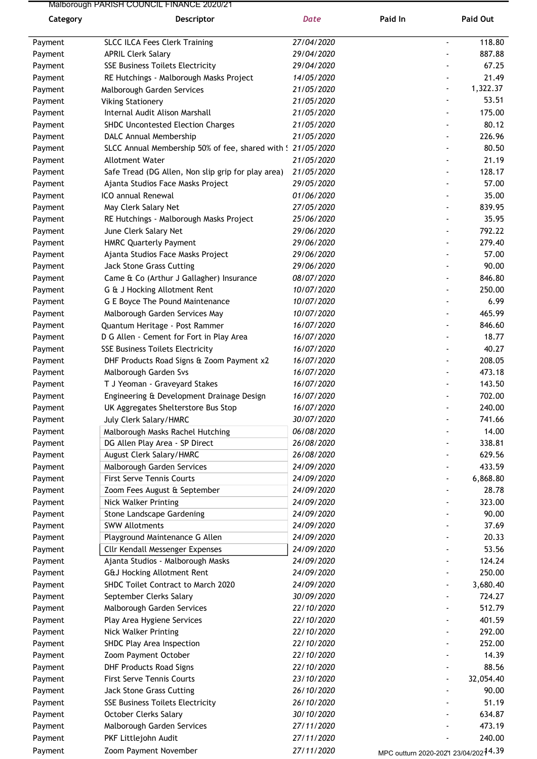# Malborough PARISH COUNCIL FINANCE 2020/21

| Category | Descriptor | Date | Paid In | Paid Out |
|---|---|---|---|---|
| Payment | SLCC ILCA Fees Clerk Training | 27/04/2020 | - | 118.80 |
| Payment | APRIL Clerk Salary | 29/04/2020 | - | 887.88 |
| Payment | SSE Business Toilets Electricity | 29/04/2020 | - | 67.25 |
| Payment | RE Hutchings - Malborough Masks Project | 14/05/2020 | - | 21.49 |
| Payment | Malborough Garden Services | 21/05/2020 | - | 1,322.37 |
| Payment | Viking Stationery | 21/05/2020 | - | 53.51 |
| Payment | Internal Audit Alison Marshall | 21/05/2020 | - | 175.00 |
| Payment | SHDC Uncontested Election Charges | 21/05/2020 | - | 80.12 |
| Payment | DALC Annual Membership | 21/05/2020 | - | 226.96 |
| Payment | SLCC Annual Membership 50% of fee, shared with S | 21/05/2020 | - | 80.50 |
| Payment | Allotment Water | 21/05/2020 | - | 21.19 |
| Payment | Safe Tread (DG Allen, Non slip grip for play area) | 21/05/2020 | - | 128.17 |
| Payment | Ajanta Studios Face Masks Project | 29/05/2020 | - | 57.00 |
| Payment | ICO annual Renewal | 01/06/2020 | - | 35.00 |
| Payment | May Clerk Salary Net | 27/05/2020 | - | 839.95 |
| Payment | RE Hutchings - Malborough Masks Project | 25/06/2020 | - | 35.95 |
| Payment | June Clerk Salary Net | 29/06/2020 | - | 792.22 |
| Payment | HMRC Quarterly Payment | 29/06/2020 | - | 279.40 |
| Payment | Ajanta Studios Face Masks Project | 29/06/2020 | - | 57.00 |
| Payment | Jack Stone Grass Cutting | 29/06/2020 | - | 90.00 |
| Payment | Came & Co (Arthur J Gallagher) Insurance | 08/07/2020 | - | 846.80 |
| Payment | G & J Hocking Allotment Rent | 10/07/2020 | - | 250.00 |
| Payment | G E Boyce The Pound Maintenance | 10/07/2020 | - | 6.99 |
| Payment | Malborough Garden Services May | 10/07/2020 | - | 465.99 |
| Payment | Quantum Heritage - Post Rammer | 16/07/2020 | - | 846.60 |
| Payment | D G Allen - Cement for Fort in Play Area | 16/07/2020 | - | 18.77 |
| Payment | SSE Business Toilets Electricity | 16/07/2020 | - | 40.27 |
| Payment | DHF Products Road Signs & Zoom Payment x2 | 16/07/2020 | - | 208.05 |
| Payment | Malborough Garden Svs | 16/07/2020 | - | 473.18 |
| Payment | T J Yeoman - Graveyard Stakes | 16/07/2020 | - | 143.50 |
| Payment | Engineering & Development Drainage Design | 16/07/2020 | - | 702.00 |
| Payment | UK Aggregates Shelterstore Bus Stop | 16/07/2020 | - | 240.00 |
| Payment | July Clerk Salary/HMRC | 30/07/2020 | - | 741.66 |
| Payment | Malborough Masks Rachel Hutching | 06/08/2020 | - | 14.00 |
| Payment | DG Allen Play Area - SP Direct | 26/08/2020 | - | 338.81 |
| Payment | August Clerk Salary/HMRC | 26/08/2020 | - | 629.56 |
| Payment | Malborough Garden Services | 24/09/2020 | - | 433.59 |
| Payment | First Serve Tennis Courts | 24/09/2020 | - | 6,868.80 |
| Payment | Zoom Fees August & September | 24/09/2020 | - | 28.78 |
| Payment | Nick Walker Printing | 24/09/2020 | - | 323.00 |
| Payment | Stone Landscape Gardening | 24/09/2020 | - | 90.00 |
| Payment | SWW Allotments | 24/09/2020 | - | 37.69 |
| Payment | Playground Maintenance G Allen | 24/09/2020 | - | 20.33 |
| Payment | Cllr Kendall Messenger Expenses | 24/09/2020 | - | 53.56 |
| Payment | Ajanta Studios - Malborough Masks | 24/09/2020 | - | 124.24 |
| Payment | G&J Hocking Allotment Rent | 24/09/2020 | - | 250.00 |
| Payment | SHDC Toilet Contract to March 2020 | 24/09/2020 | - | 3,680.40 |
| Payment | September Clerks Salary | 30/09/2020 | - | 724.27 |
| Payment | Malborough Garden Services | 22/10/2020 | - | 512.79 |
| Payment | Play Area Hygiene Services | 22/10/2020 | - | 401.59 |
| Payment | Nick Walker Printing | 22/10/2020 | - | 292.00 |
| Payment | SHDC Play Area Inspection | 22/10/2020 | - | 252.00 |
| Payment | Zoom Payment October | 22/10/2020 | - | 14.39 |
| Payment | DHF Products Road Signs | 22/10/2020 | - | 88.56 |
| Payment | First Serve Tennis Courts | 23/10/2020 | - | 32,054.40 |
| Payment | Jack Stone Grass Cutting | 26/10/2020 | - | 90.00 |
| Payment | SSE Business Toilets Electricity | 26/10/2020 | - | 51.19 |
| Payment | October Clerks Salary | 30/10/2020 | - | 634.87 |
| Payment | Malborough Garden Services | 27/11/2020 | - | 473.19 |
| Payment | PKF Littlejohn Audit | 27/11/2020 | - | 240.00 |
| Payment | Zoom Payment November | 27/11/2020 | - | 14.39 |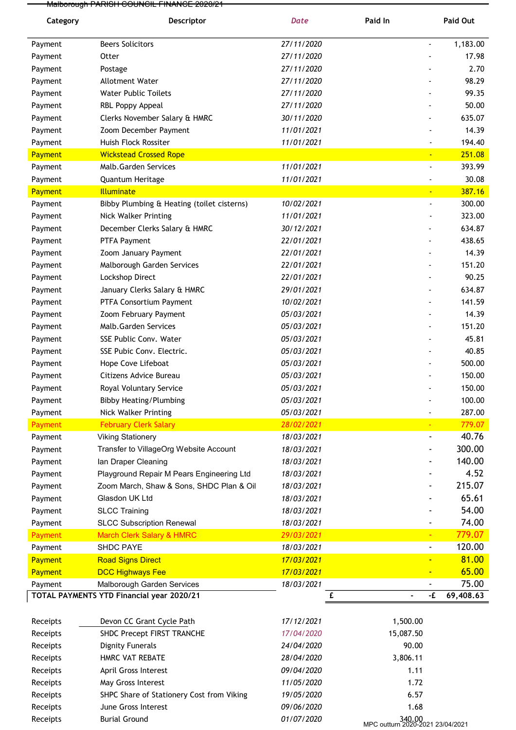Malborough PARISH COUNCIL FINANCE 2020/21

| Category | Descriptor | Date | Paid In | Paid Out |
|---|---|---|---|---|
| Payment | Beers Solicitors | 27/11/2020 | - | 1,183.00 |
| Payment | Otter | 27/11/2020 | - | 17.98 |
| Payment | Postage | 27/11/2020 | - | 2.70 |
| Payment | Allotment Water | 27/11/2020 | - | 98.29 |
| Payment | Water Public Toilets | 27/11/2020 | - | 99.35 |
| Payment | RBL Poppy Appeal | 27/11/2020 | - | 50.00 |
| Payment | Clerks November Salary & HMRC | 30/11/2020 | - | 635.07 |
| Payment | Zoom December Payment | 11/01/2021 | - | 14.39 |
| Payment | Huish Flock Rossiter | 11/01/2021 | - | 194.40 |
| Payment | Wickstead Crossed Rope | | - | 251.08 |
| Payment | Malb.Garden Services | 11/01/2021 | - | 393.99 |
| Payment | Quantum Heritage | 11/01/2021 | - | 30.08 |
| Payment | Illuminate | | - | 387.16 |
| Payment | Bibby Plumbing & Heating (toilet cisterns) | 10/02/2021 | - | 300.00 |
| Payment | Nick Walker Printing | 11/01/2021 | - | 323.00 |
| Payment | December Clerks Salary & HMRC | 30/12/2021 | - | 634.87 |
| Payment | PTFA Payment | 22/01/2021 | - | 438.65 |
| Payment | Zoom January Payment | 22/01/2021 | - | 14.39 |
| Payment | Malborough Garden Services | 22/01/2021 | - | 151.20 |
| Payment | Lockshop Direct | 22/01/2021 | - | 90.25 |
| Payment | January Clerks Salary & HMRC | 29/01/2021 | - | 634.87 |
| Payment | PTFA Consortium Payment | 10/02/2021 | - | 141.59 |
| Payment | Zoom February Payment | 05/03/2021 | - | 14.39 |
| Payment | Malb.Garden Services | 05/03/2021 | - | 151.20 |
| Payment | SSE Public Conv. Water | 05/03/2021 | - | 45.81 |
| Payment | SSE Pubic Conv. Electric. | 05/03/2021 | - | 40.85 |
| Payment | Hope Cove Lifeboat | 05/03/2021 | - | 500.00 |
| Payment | Citizens Advice Bureau | 05/03/2021 | - | 150.00 |
| Payment | Royal Voluntary Service | 05/03/2021 | - | 150.00 |
| Payment | Bibby Heating/Plumbing | 05/03/2021 | - | 100.00 |
| Payment | Nick Walker Printing | 05/03/2021 | - | 287.00 |
| Payment | February Clerk Salary | 28/02/2021 | - | 779.07 |
| Payment | Viking Stationery | 18/03/2021 | - | 40.76 |
| Payment | Transfer to VillageOrg Website Account | 18/03/2021 | - | 300.00 |
| Payment | Ian Draper Cleaning | 18/03/2021 | - | 140.00 |
| Payment | Playground Repair M Pears Engineering Ltd | 18/03/2021 | - | 4.52 |
| Payment | Zoom March, Shaw & Sons, SHDC Plan & Oil | 18/03/2021 | - | 215.07 |
| Payment | Glasdon UK Ltd | 18/03/2021 | - | 65.61 |
| Payment | SLCC Training | 18/03/2021 | - | 54.00 |
| Payment | SLCC Subscription Renewal | 18/03/2021 | - | 74.00 |
| Payment | March Clerk Salary & HMRC | 29/03/2021 | - | 779.07 |
| Payment | SHDC PAYE | 18/03/2021 | - | 120.00 |
| Payment | Road Signs Direct | 17/03/2021 | - | 81.00 |
| Payment | DCC Highways Fee | 17/03/2021 | - | 65.00 |
| Payment | Malborough Garden Services | 18/03/2021 | - | 75.00 |
| **TOTAL PAYMENTS YTD Financial year 2020/21** | | | **£ -** | **-£ 69,408.63** |
| | | | | |
| Receipts | Devon CC Grant Cycle Path | 17/12/2021 | 1,500.00 | |
| Receipts | SHDC Precept FIRST TRANCHE | 17/04/2020 | 15,087.50 | |
| Receipts | Dignity Funerals | 24/04/2020 | 90.00 | |
| Receipts | HMRC VAT REBATE | 28/04/2020 | 3,806.11 | |
| Receipts | April Gross Interest | 09/04/2020 | 1.11 | |
| Receipts | May Gross Interest | 11/05/2020 | 1.72 | |
| Receipts | SHPC Share of Stationery Cost from Viking | 19/05/2020 | 6.57 | |
| Receipts | June Gross Interest | 09/06/2020 | 1.68 | |
| Receipts | Burial Ground | 01/07/2020 | 340.00 | |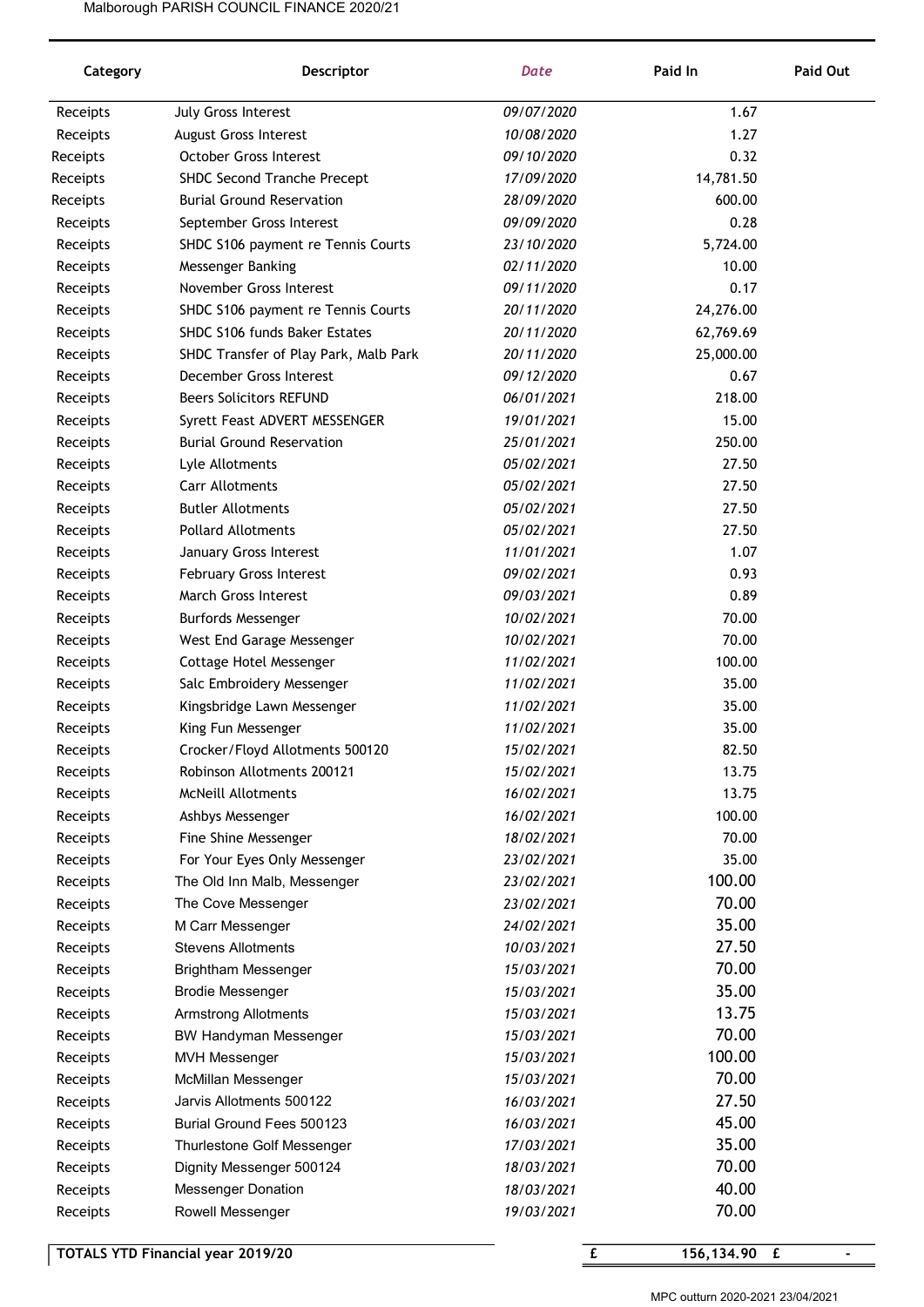Malborough PARISH COUNCIL FINANCE 2020/21

| Category | Descriptor | *Date* | Paid In | Paid Out |
|---|---|---|---|---|
| Receipts | July Gross Interest | 09/07/2020 | 1.67 | |
| Receipts | August Gross Interest | 10/08/2020 | 1.27 | |
| Receipts | October Gross Interest | 09/10/2020 | 0.32 | |
| Receipts | SHDC Second Tranche Precept | 17/09/2020 | 14,781.50 | |
| Receipts | Burial Ground Reservation | 28/09/2020 | 600.00 | |
| Receipts | September Gross Interest | 09/09/2020 | 0.28 | |
| Receipts | SHDC S106 payment re Tennis Courts | 23/10/2020 | 5,724.00 | |
| Receipts | Messenger Banking | 02/11/2020 | 10.00 | |
| Receipts | November Gross Interest | 09/11/2020 | 0.17 | |
| Receipts | SHDC S106 payment re Tennis Courts | 20/11/2020 | 24,276.00 | |
| Receipts | SHDC S106 funds Baker Estates | 20/11/2020 | 62,769.69 | |
| Receipts | SHDC Transfer of Play Park, Malb Park | 20/11/2020 | 25,000.00 | |
| Receipts | December Gross Interest | 09/12/2020 | 0.67 | |
| Receipts | Beers Solicitors REFUND | 06/01/2021 | 218.00 | |
| Receipts | Syrett Feast ADVERT MESSENGER | 19/01/2021 | 15.00 | |
| Receipts | Burial Ground Reservation | 25/01/2021 | 250.00 | |
| Receipts | Lyle Allotments | 05/02/2021 | 27.50 | |
| Receipts | Carr Allotments | 05/02/2021 | 27.50 | |
| Receipts | Butler Allotments | 05/02/2021 | 27.50 | |
| Receipts | Pollard Allotments | 05/02/2021 | 27.50 | |
| Receipts | January Gross Interest | 11/01/2021 | 1.07 | |
| Receipts | February Gross Interest | 09/02/2021 | 0.93 | |
| Receipts | March Gross Interest | 09/03/2021 | 0.89 | |
| Receipts | Burfords Messenger | 10/02/2021 | 70.00 | |
| Receipts | West End Garage Messenger | 10/02/2021 | 70.00 | |
| Receipts | Cottage Hotel Messenger | 11/02/2021 | 100.00 | |
| Receipts | Salc Embroidery Messenger | 11/02/2021 | 35.00 | |
| Receipts | Kingsbridge Lawn Messenger | 11/02/2021 | 35.00 | |
| Receipts | King Fun Messenger | 11/02/2021 | 35.00 | |
| Receipts | Crocker/Floyd Allotments 500120 | 15/02/2021 | 82.50 | |
| Receipts | Robinson Allotments 200121 | 15/02/2021 | 13.75 | |
| Receipts | McNeill Allotments | 16/02/2021 | 13.75 | |
| Receipts | Ashbys Messenger | 16/02/2021 | 100.00 | |
| Receipts | Fine Shine Messenger | 18/02/2021 | 70.00 | |
| Receipts | For Your Eyes Only Messenger | 23/02/2021 | 35.00 | |
| Receipts | The Old Inn Malb, Messenger | 23/02/2021 | 100.00 | |
| Receipts | The Cove Messenger | 23/02/2021 | 70.00 | |
| Receipts | M Carr Messenger | 24/02/2021 | 35.00 | |
| Receipts | Stevens Allotments | 10/03/2021 | 27.50 | |
| Receipts | Brightham Messenger | 15/03/2021 | 70.00 | |
| Receipts | Brodie Messenger | 15/03/2021 | 35.00 | |
| Receipts | Armstrong Allotments | 15/03/2021 | 13.75 | |
| Receipts | BW Handyman Messenger | 15/03/2021 | 70.00 | |
| Receipts | MVH Messenger | 15/03/2021 | 100.00 | |
| Receipts | McMillan Messenger | 15/03/2021 | 70.00 | |
| Receipts | Jarvis Allotments 500122 | 16/03/2021 | 27.50 | |
| Receipts | Burial Ground Fees 500123 | 16/03/2021 | 45.00 | |
| Receipts | Thurlestone Golf Messenger | 17/03/2021 | 35.00 | |
| Receipts | Dignity Messenger 500124 | 18/03/2021 | 70.00 | |
| Receipts | Messenger Donation | 18/03/2021 | 40.00 | |
| Receipts | Rowell Messenger | 19/03/2021 | 70.00 | |
| **TOTALS YTD Financial year 2019/20** | | | **£ 156,134.90** | **£ -** |

MPC outturn 2020-2021 23/04/2021